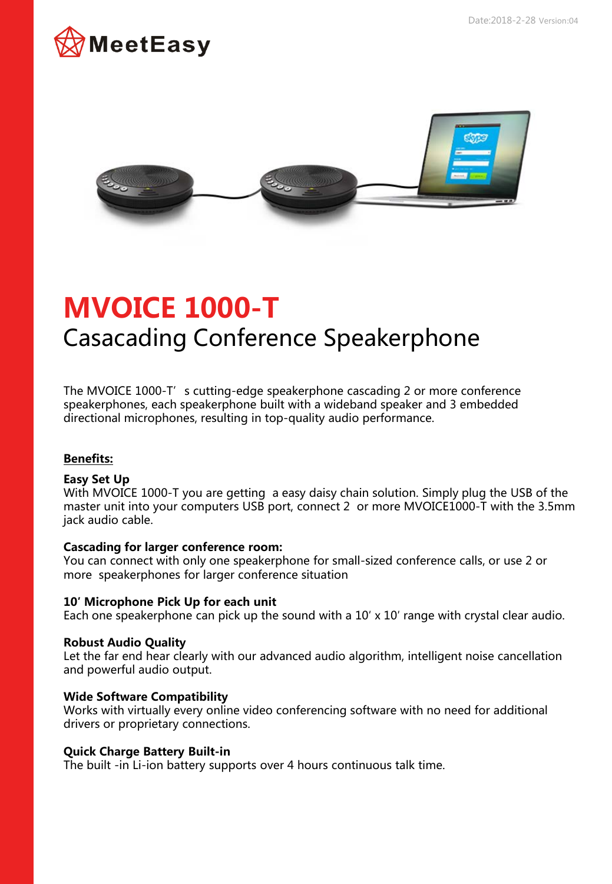Date:2018-2-28 Version:04

MeetEasy

# MVOICE 1000-T

## Casacading Conference Speakerphone

The MVOICE 1000-T' s cutting-edge speakerphone cascading 2 or more conference speakerphones, each speakerphone built with a wideband speaker and 3 embedded directional microphones, resulting in top-quality audio performance.

**Benefits:**

**Easy Set Up**
With MVOICE 1000-T you are getting a easy daisy chain solution. Simply plug the USB of the master unit into your computers USB port, connect 2 or more MVOICE1000-T with the 3.5mm jack audio cable.

**Cascading for larger conference room:**
You can connect with only one speakerphone for small-sized conference calls, or use 2 or more speakerphones for larger conference situation

**10' Microphone Pick Up for each unit**
Each one speakerphone can pick up the sound with a 10' x 10' range with crystal clear audio.

**Robust Audio Quality**
Let the far end hear clearly with our advanced audio algorithm, intelligent noise cancellation and powerful audio output.

**Wide Software Compatibility**
Works with virtually every online video conferencing software with no need for additional drivers or proprietary connections.

**Quick Charge Battery Built-in**
The built -in Li-ion battery supports over 4 hours continuous talk time.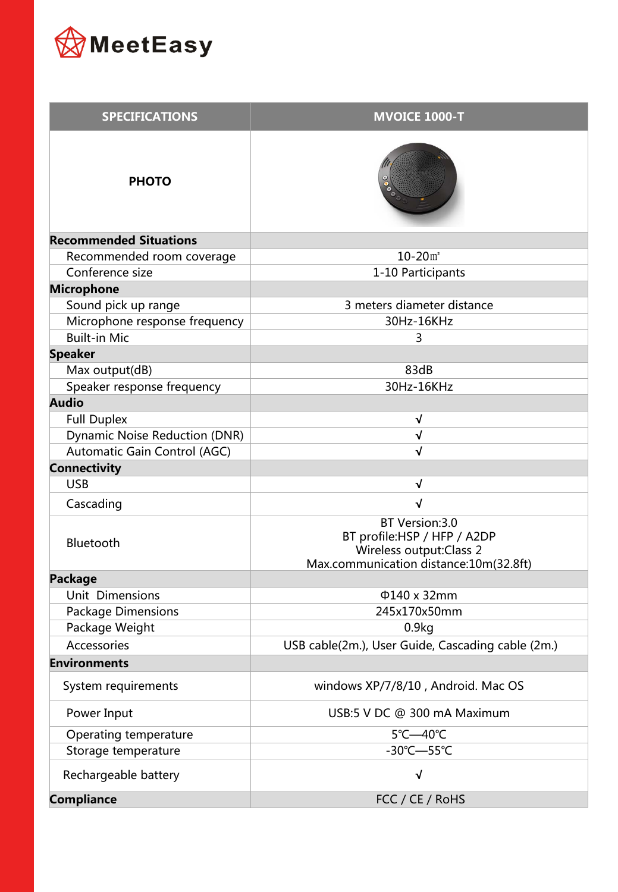# MeetEasy

| SPECIFICATIONS | MVOICE 1000-T |
|---|---|
| PHOTO | |
| **Recommended Situations** | |
| Recommended room coverage | 10-20㎡ |
| Conference size | 1-10 Participants |
| **Microphone** | |
| Sound pick up range | 3 meters diameter distance |
| Microphone response frequency | 30Hz-16KHz |
| Built-in Mic | 3 |
| **Speaker** | |
| Max output(dB) | 83dB |
| Speaker response frequency | 30Hz-16KHz |
| **Audio** | |
| Full Duplex | √ |
| Dynamic Noise Reduction (DNR) | √ |
| Automatic Gain Control (AGC) | √ |
| **Connectivity** | |
| USB | √ |
| Cascading | √ |
| Bluetooth | BT Version:3.0<br>BT profile:HSP / HFP / A2DP<br>Wireless output:Class 2<br>Max.communication distance:10m(32.8ft) |
| **Package** | |
| Unit Dimensions | Φ140 x 32mm |
| Package Dimensions | 245x170x50mm |
| Package Weight | 0.9kg |
| Accessories | USB cable(2m.), User Guide, Cascading cable (2m.) |
| **Environments** | |
| System requirements | windows XP/7/8/10 , Android. Mac OS |
| Power Input | USB:5 V DC @ 300 mA Maximum |
| Operating temperature | 5℃—40℃ |
| Storage temperature | -30℃—55℃ |
| Rechargeable battery | √ |
| **Compliance** | FCC / CE / RoHS |